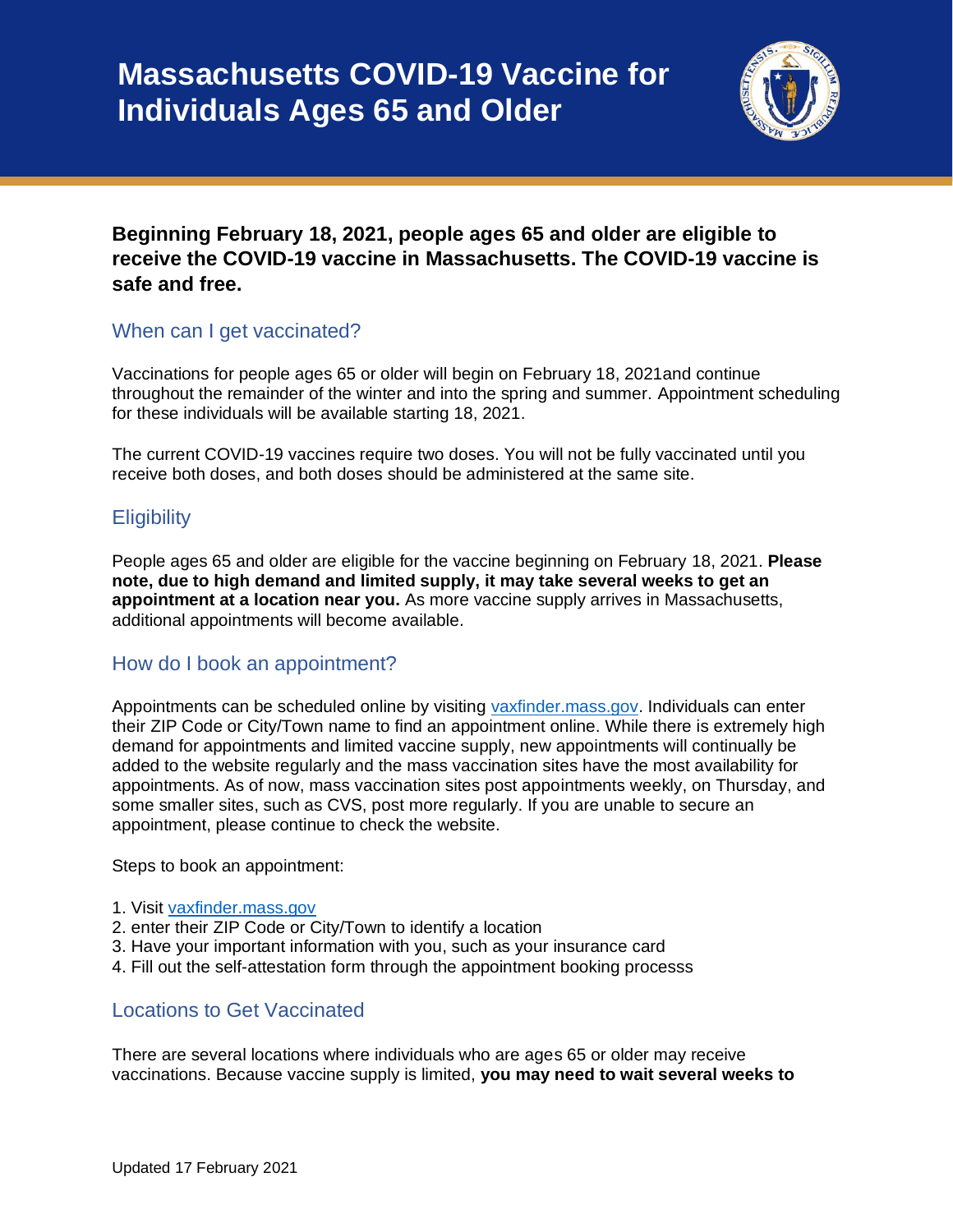# Massachusetts COVID-19 Vaccine for Individuals Ages 65 and Older

**Beginning February 18, 2021, people ages 65 and older are eligible to receive the COVID-19 vaccine in Massachusetts. The COVID-19 vaccine is safe and free.**

## When can I get vaccinated?

Vaccinations for people ages 65 or older will begin on February 18, 2021and continue throughout the remainder of the winter and into the spring and summer. Appointment scheduling for these individuals will be available starting 18, 2021.

The current COVID-19 vaccines require two doses. You will not be fully vaccinated until you receive both doses, and both doses should be administered at the same site.

## Eligibility

People ages 65 and older are eligible for the vaccine beginning on February 18, 2021. **Please note, due to high demand and limited supply, it may take several weeks to get an appointment at a location near you.** As more vaccine supply arrives in Massachusetts, additional appointments will become available.

## How do I book an appointment?

Appointments can be scheduled online by visiting [vaxfinder.mass.gov](vaxfinder.mass.gov). Individuals can enter their ZIP Code or City/Town name to find an appointment online. While there is extremely high demand for appointments and limited vaccine supply, new appointments will continually be added to the website regularly and the mass vaccination sites have the most availability for appointments. As of now, mass vaccination sites post appointments weekly, on Thursday, and some smaller sites, such as CVS, post more regularly. If you are unable to secure an appointment, please continue to check the website.

Steps to book an appointment:

1. Visit [vaxfinder.mass.gov](vaxfinder.mass.gov)
2. enter their ZIP Code or City/Town to identify a location
3. Have your important information with you, such as your insurance card
4. Fill out the self-attestation form through the appointment booking processs

## Locations to Get Vaccinated

There are several locations where individuals who are ages 65 or older may receive vaccinations. Because vaccine supply is limited, **you may need to wait several weeks to**

Updated 17 February 2021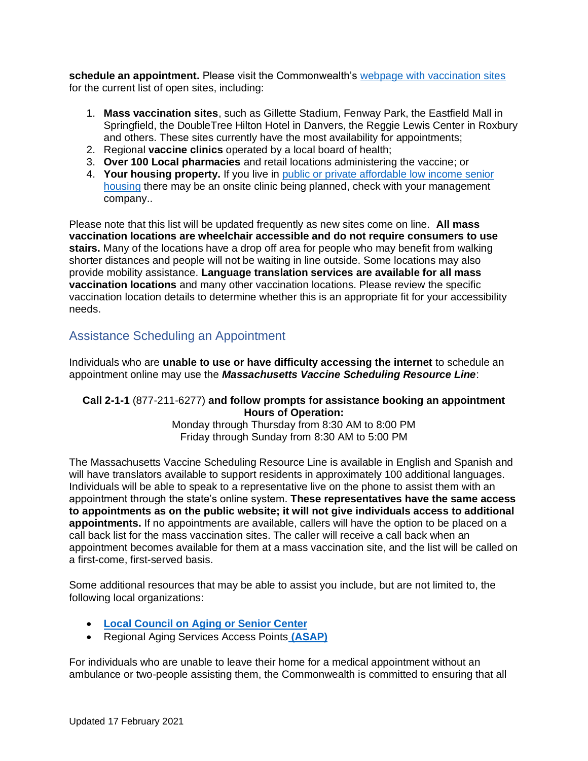**schedule an appointment.** Please visit the Commonwealth's [webpage with vaccination sites] for the current list of open sites, including:

1. **Mass vaccination sites**, such as Gillette Stadium, Fenway Park, the Eastfield Mall in Springfield, the DoubleTree Hilton Hotel in Danvers, the Reggie Lewis Center in Roxbury and others. These sites currently have the most availability for appointments;
2. Regional **vaccine clinics** operated by a local board of health;
3. **Over 100 Local pharmacies** and retail locations administering the vaccine; or
4. **Your housing property.** If you live in public or private affordable low income senior housing there may be an onsite clinic being planned, check with your management company..

Please note that this list will be updated frequently as new sites come on line. **All mass vaccination locations are wheelchair accessible and do not require consumers to use stairs.** Many of the locations have a drop off area for people who may benefit from walking shorter distances and people will not be waiting in line outside. Some locations may also provide mobility assistance. **Language translation services are available for all mass vaccination locations** and many other vaccination locations. Please review the specific vaccination location details to determine whether this is an appropriate fit for your accessibility needs.

## Assistance Scheduling an Appointment

Individuals who are **unable to use or have difficulty accessing the internet** to schedule an appointment online may use the ***Massachusetts Vaccine Scheduling Resource Line***:

**Call 2-1-1** (877-211-6277) **and follow prompts for assistance booking an appointment**
**Hours of Operation:**
Monday through Thursday from 8:30 AM to 8:00 PM
Friday through Sunday from 8:30 AM to 5:00 PM

The Massachusetts Vaccine Scheduling Resource Line is available in English and Spanish and will have translators available to support residents in approximately 100 additional languages. Individuals will be able to speak to a representative live on the phone to assist them with an appointment through the state's online system. **These representatives have the same access to appointments as on the public website; it will not give individuals access to additional appointments.** If no appointments are available, callers will have the option to be placed on a call back list for the mass vaccination sites. The caller will receive a call back when an appointment becomes available for them at a mass vaccination site, and the list will be called on a first-come, first-served basis.

Some additional resources that may be able to assist you include, but are not limited to, the following local organizations:

- **Local Council on Aging or Senior Center**
- Regional Aging Services Access Points **(ASAP)**

For individuals who are unable to leave their home for a medical appointment without an ambulance or two-people assisting them, the Commonwealth is committed to ensuring that all

Updated 17 February 2021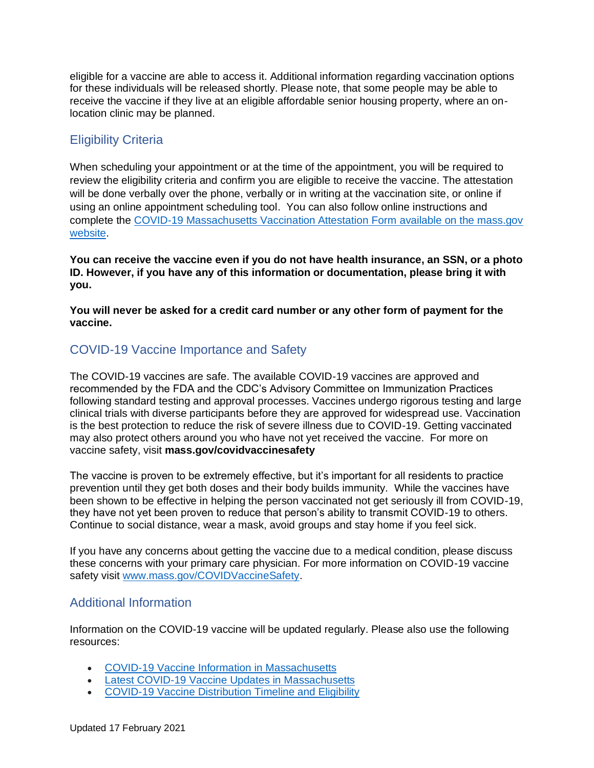eligible for a vaccine are able to access it. Additional information regarding vaccination options for these individuals will be released shortly. Please note, that some people may be able to receive the vaccine if they live at an eligible affordable senior housing property, where an on-location clinic may be planned.

## Eligibility Criteria

When scheduling your appointment or at the time of the appointment, you will be required to review the eligibility criteria and confirm you are eligible to receive the vaccine. The attestation will be done verbally over the phone, verbally or in writing at the vaccination site, or online if using an online appointment scheduling tool. You can also follow online instructions and complete the COVID-19 Massachusetts Vaccination Attestation Form available on the mass.gov website.

**You can receive the vaccine even if you do not have health insurance, an SSN, or a photo ID. However, if you have any of this information or documentation, please bring it with you.**

**You will never be asked for a credit card number or any other form of payment for the vaccine.**

## COVID-19 Vaccine Importance and Safety

The COVID-19 vaccines are safe. The available COVID-19 vaccines are approved and recommended by the FDA and the CDC's Advisory Committee on Immunization Practices following standard testing and approval processes. Vaccines undergo rigorous testing and large clinical trials with diverse participants before they are approved for widespread use. Vaccination is the best protection to reduce the risk of severe illness due to COVID-19. Getting vaccinated may also protect others around you who have not yet received the vaccine. For more on vaccine safety, visit **mass.gov/covidvaccinesafety**

The vaccine is proven to be extremely effective, but it's important for all residents to practice prevention until they get both doses and their body builds immunity. While the vaccines have been shown to be effective in helping the person vaccinated not get seriously ill from COVID-19, they have not yet been proven to reduce that person's ability to transmit COVID-19 to others. Continue to social distance, wear a mask, avoid groups and stay home if you feel sick.

If you have any concerns about getting the vaccine due to a medical condition, please discuss these concerns with your primary care physician. For more information on COVID-19 vaccine safety visit www.mass.gov/COVIDVaccineSafety.

## Additional Information

Information on the COVID-19 vaccine will be updated regularly. Please also use the following resources:

- COVID-19 Vaccine Information in Massachusetts
- Latest COVID-19 Vaccine Updates in Massachusetts
- COVID-19 Vaccine Distribution Timeline and Eligibility

Updated 17 February 2021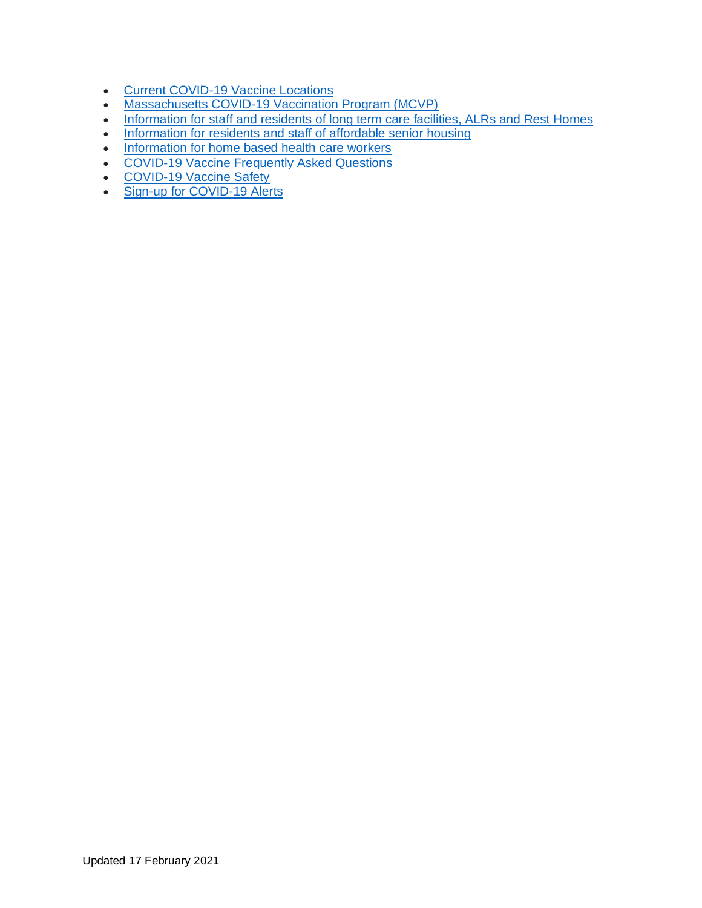- Current COVID-19 Vaccine Locations
- Massachusetts COVID-19 Vaccination Program (MCVP)
- Information for staff and residents of long term care facilities, ALRs and Rest Homes
- Information for residents and staff of affordable senior housing
- Information for home based health care workers
- COVID-19 Vaccine Frequently Asked Questions
- COVID-19 Vaccine Safety
- Sign-up for COVID-19 Alerts

Updated 17 February 2021